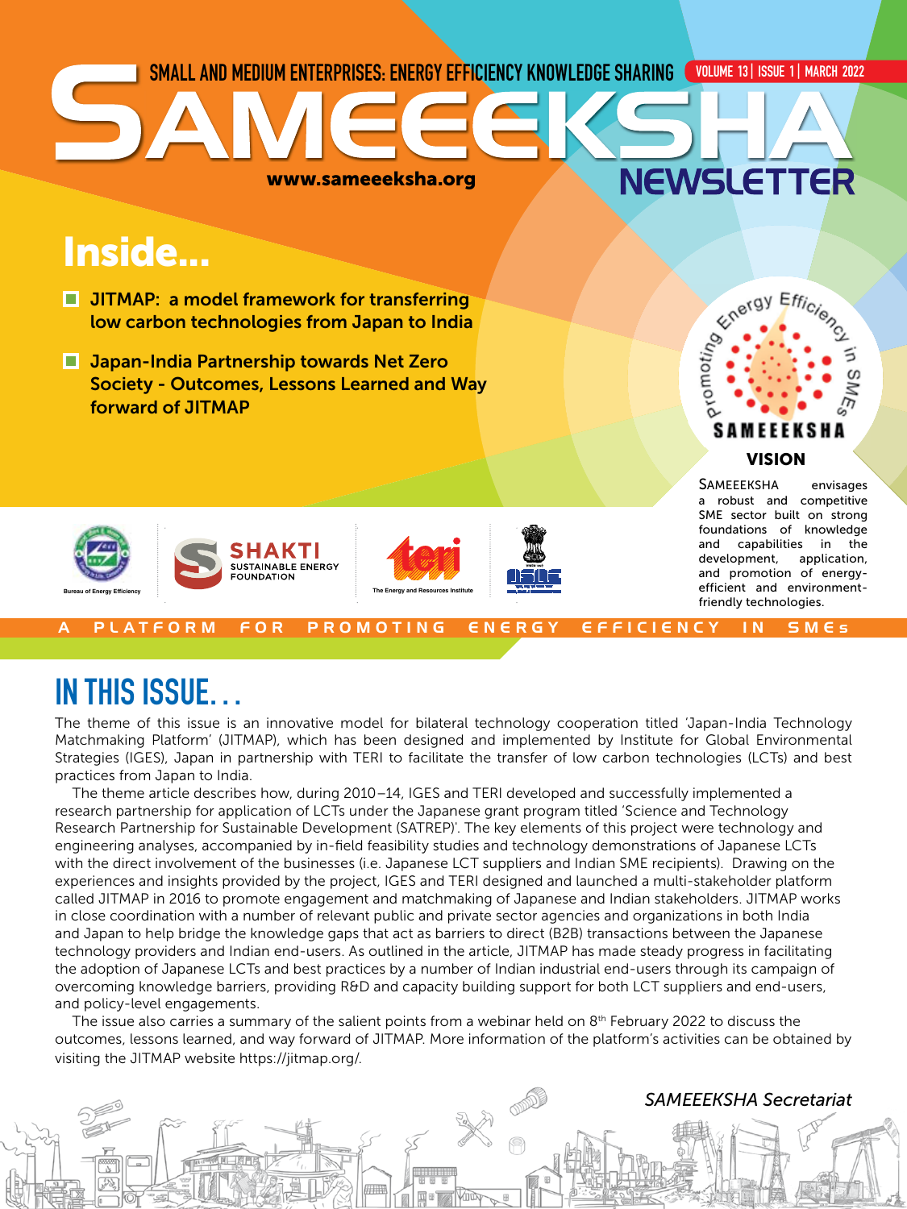SMALL AND MEDIUM ENTERPRISES: ENERGY EFFICIENCY KNOWLEDGE SHARING

# SAMEEEKSHA NEWSLETTER

www.sameeeksha.org

## Inside...

- JITMAP: a model framework for transferring low carbon technologies from Japan to India
- Japan-India Partnership towards Net Zero Society - Outcomes, Lessons Learned and Way forward of JITMAP

Promoting Energy Efficiency in SMEs
SAMEEEKSHA

### VISION

SAMEEEKSHA envisages a robust and competitive SME sector built on strong foundations of knowledge and capabilities in the development, application, and promotion of energy-efficient and environment-friendly technologies.

Bureau of Energy Efficiency | SHAKTI SUSTAINABLE ENERGY FOUNDATION | The Energy and Resources Institute

A PLATFORM FOR PROMOTING ENERGY EFFICIENCY IN SMEs

## IN THIS ISSUE...

The theme of this issue is an innovative model for bilateral technology cooperation titled 'Japan-India Technology Matchmaking Platform' (JITMAP), which has been designed and implemented by Institute for Global Environmental Strategies (IGES), Japan in partnership with TERI to facilitate the transfer of low carbon technologies (LCTs) and best practices from Japan to India.

The theme article describes how, during 2010–14, IGES and TERI developed and successfully implemented a research partnership for application of LCTs under the Japanese grant program titled 'Science and Technology Research Partnership for Sustainable Development (SATREP)'. The key elements of this project were technology and engineering analyses, accompanied by in-field feasibility studies and technology demonstrations of Japanese LCTs with the direct involvement of the businesses (i.e. Japanese LCT suppliers and Indian SME recipients). Drawing on the experiences and insights provided by the project, IGES and TERI designed and launched a multi-stakeholder platform called JITMAP in 2016 to promote engagement and matchmaking of Japanese and Indian stakeholders. JITMAP works in close coordination with a number of relevant public and private sector agencies and organizations in both India and Japan to help bridge the knowledge gaps that act as barriers to direct (B2B) transactions between the Japanese technology providers and Indian end-users. As outlined in the article, JITMAP has made steady progress in facilitating the adoption of Japanese LCTs and best practices by a number of Indian industrial end-users through its campaign of overcoming knowledge barriers, providing R&D and capacity building support for both LCT suppliers and end-users, and policy-level engagements.

The issue also carries a summary of the salient points from a webinar held on 8th February 2022 to discuss the outcomes, lessons learned, and way forward of JITMAP. More information of the platform's activities can be obtained by visiting the JITMAP website https://jitmap.org/.

*SAMEEEKSHA Secretariat*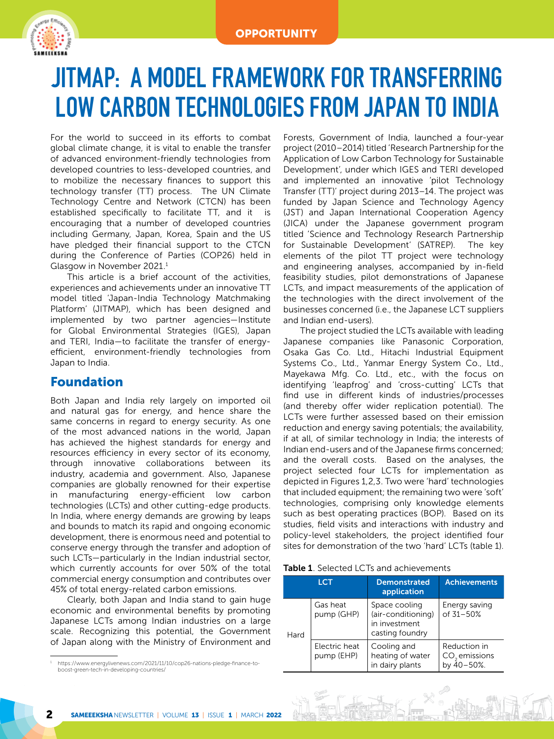OPPORTUNITY

# JITMAP: A MODEL FRAMEWORK FOR TRANSFERRING LOW CARBON TECHNOLOGIES FROM JAPAN TO INDIA

For the world to succeed in its efforts to combat global climate change, it is vital to enable the transfer of advanced environment-friendly technologies from developed countries to less-developed countries, and to mobilize the necessary finances to support this technology transfer (TT) process. The UN Climate Technology Centre and Network (CTCN) has been established specifically to facilitate TT, and it is encouraging that a number of developed countries including Germany, Japan, Korea, Spain and the US have pledged their financial support to the CTCN during the Conference of Parties (COP26) held in Glasgow in November 2021.[1]

This article is a brief account of the activities, experiences and achievements under an innovative TT model titled 'Japan-India Technology Matchmaking Platform' (JITMAP), which has been designed and implemented by two partner agencies—Institute for Global Environmental Strategies (IGES), Japan and TERI, India—to facilitate the transfer of energy-efficient, environment-friendly technologies from Japan to India.

## Foundation

Both Japan and India rely largely on imported oil and natural gas for energy, and hence share the same concerns in regard to energy security. As one of the most advanced nations in the world, Japan has achieved the highest standards for energy and resources efficiency in every sector of its economy, through innovative collaborations between its industry, academia and government. Also, Japanese companies are globally renowned for their expertise in manufacturing energy-efficient low carbon technologies (LCTs) and other cutting-edge products. In India, where energy demands are growing by leaps and bounds to match its rapid and ongoing economic development, there is enormous need and potential to conserve energy through the transfer and adoption of such LCTs—particularly in the Indian industrial sector, which currently accounts for over 50% of the total commercial energy consumption and contributes over 45% of total energy-related carbon emissions.

Clearly, both Japan and India stand to gain huge economic and environmental benefits by promoting Japanese LCTs among Indian industries on a large scale. Recognizing this potential, the Government of Japan along with the Ministry of Environment and Forests, Government of India, launched a four-year project (2010–2014) titled 'Research Partnership for the Application of Low Carbon Technology for Sustainable Development', under which IGES and TERI developed and implemented an innovative 'pilot Technology Transfer (TT)' project during 2013–14. The project was funded by Japan Science and Technology Agency (JST) and Japan International Cooperation Agency (JICA) under the Japanese government program titled 'Science and Technology Research Partnership for Sustainable Development' (SATREP). The key elements of the pilot TT project were technology and engineering analyses, accompanied by in-field feasibility studies, pilot demonstrations of Japanese LCTs, and impact measurements of the application of the technologies with the direct involvement of the businesses concerned (i.e., the Japanese LCT suppliers and Indian end-users).

The project studied the LCTs available with leading Japanese companies like Panasonic Corporation, Osaka Gas Co. Ltd., Hitachi Industrial Equipment Systems Co., Ltd., Yanmar Energy System Co., Ltd., Mayekawa Mfg. Co. Ltd., etc., with the focus on identifying 'leapfrog' and 'cross-cutting' LCTs that find use in different kinds of industries/processes (and thereby offer wider replication potential). The LCTs were further assessed based on their emission reduction and energy saving potentials; the availability, if at all, of similar technology in India; the interests of Indian end-users and of the Japanese firms concerned; and the overall costs. Based on the analyses, the project selected four LCTs for implementation as depicted in Figures 1,2,3. Two were 'hard' technologies that included equipment; the remaining two were 'soft' technologies, comprising only knowledge elements such as best operating practices (BOP). Based on its studies, field visits and interactions with industry and policy-level stakeholders, the project identified four sites for demonstration of the two 'hard' LCTs (table 1).

**Table 1**. Selected LCTs and achievements

| LCT | | Demonstrated application | Achievements |
|---|---|---|---|
| Hard | Gas heat pump (GHP) | Space cooling (air-conditioning) in investment casting foundry | Energy saving of 31–50% |
| | Electric heat pump (EHP) | Cooling and heating of water in dairy plants | Reduction in $CO_2$ emissions by 40–50%. |

[1] https://www.energylivenews.com/2021/11/10/cop26-nations-pledge-finance-to-boost-green-tech-in-developing-countries/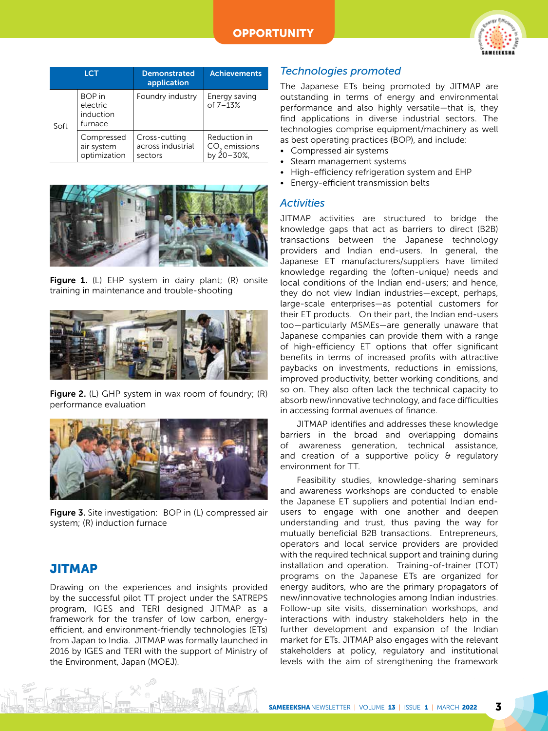| LCT | | Demonstrated application | Achievements |
|---|---|---|---|
| Soft | BOP in electric induction furnace | Foundry industry | Energy saving of 7–13% |
| | Compressed air system optimization | Cross-cutting across industrial sectors | Reduction in $CO_2$ emissions by 20–30%, |

**Figure 1.** (L) EHP system in dairy plant; (R) onsite training in maintenance and trouble-shooting

**Figure 2.** (L) GHP system in wax room of foundry; (R) performance evaluation

**Figure 3.** Site investigation: BOP in (L) compressed air system; (R) induction furnace

## JITMAP

Drawing on the experiences and insights provided by the successful pilot TT project under the SATREPS program, IGES and TERI designed JITMAP as a framework for the transfer of low carbon, energy-efficient, and environment-friendly technologies (ETs) from Japan to India. JITMAP was formally launched in 2016 by IGES and TERI with the support of Ministry of the Environment, Japan (MOEJ).

### *Technologies promoted*

The Japanese ETs being promoted by JITMAP are outstanding in terms of energy and environmental performance and also highly versatile—that is, they find applications in diverse industrial sectors. The technologies comprise equipment/machinery as well as best operating practices (BOP), and include:

- Compressed air systems
- Steam management systems
- High-efficiency refrigeration system and EHP
- Energy-efficient transmission belts

### *Activities*

JITMAP activities are structured to bridge the knowledge gaps that act as barriers to direct (B2B) transactions between the Japanese technology providers and Indian end-users. In general, the Japanese ET manufacturers/suppliers have limited knowledge regarding the (often-unique) needs and local conditions of the Indian end-users; and hence, they do not view Indian industries—except, perhaps, large-scale enterprises—as potential customers for their ET products. On their part, the Indian end-users too—particularly MSMEs—are generally unaware that Japanese companies can provide them with a range of high-efficiency ET options that offer significant benefits in terms of increased profits with attractive paybacks on investments, reductions in emissions, improved productivity, better working conditions, and so on. They also often lack the technical capacity to absorb new/innovative technology, and face difficulties in accessing formal avenues of finance.

JITMAP identifies and addresses these knowledge barriers in the broad and overlapping domains of awareness generation, technical assistance, and creation of a supportive policy & regulatory environment for TT.

Feasibility studies, knowledge-sharing seminars and awareness workshops are conducted to enable the Japanese ET suppliers and potential Indian end-users to engage with one another and deepen understanding and trust, thus paving the way for mutually beneficial B2B transactions. Entrepreneurs, operators and local service providers are provided with the required technical support and training during installation and operation. Training-of-trainer (TOT) programs on the Japanese ETs are organized for energy auditors, who are the primary propagators of new/innovative technologies among Indian industries. Follow-up site visits, dissemination workshops, and interactions with industry stakeholders help in the further development and expansion of the Indian market for ETs. JITMAP also engages with the relevant stakeholders at policy, regulatory and institutional levels with the aim of strengthening the framework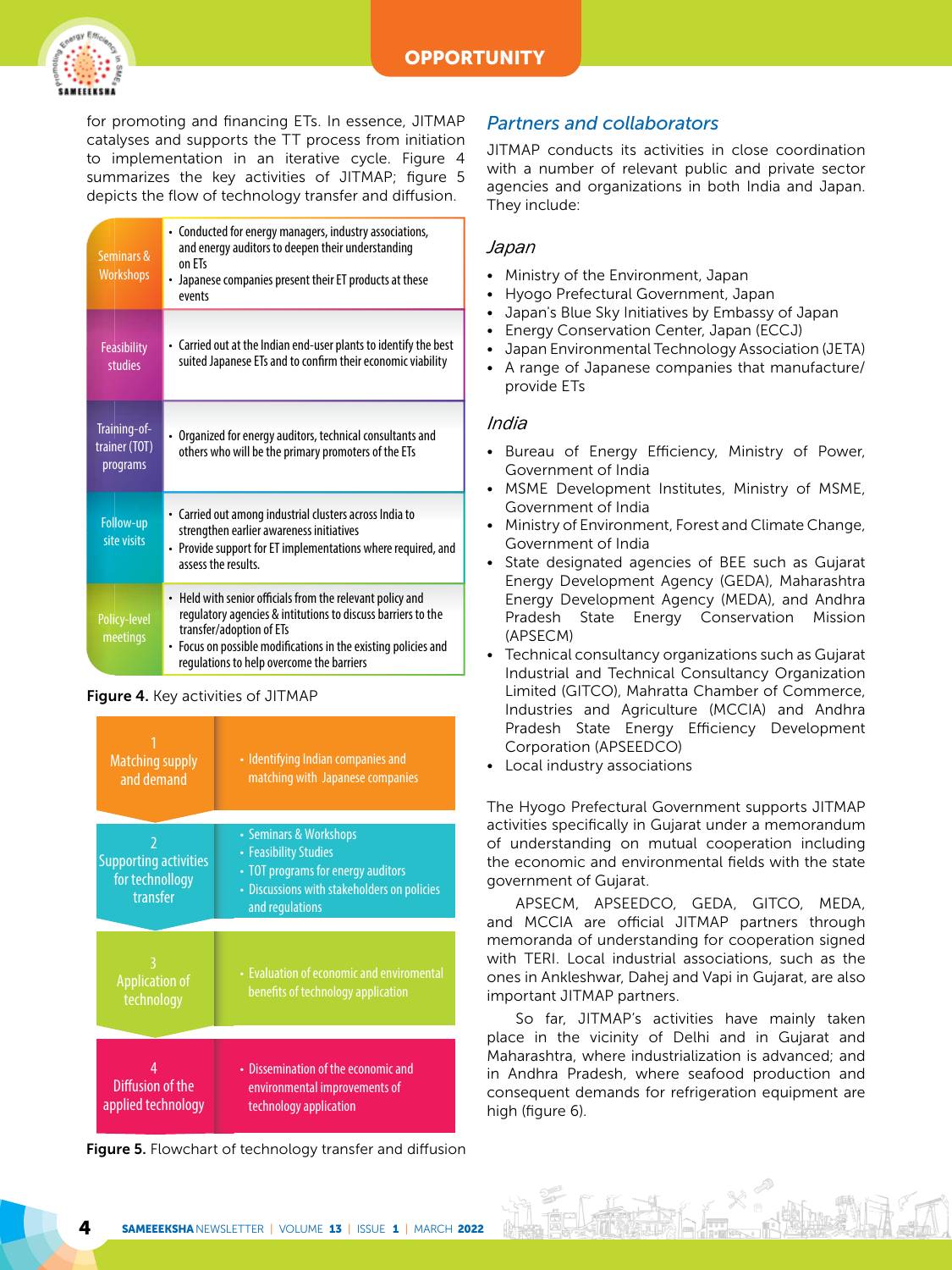for promoting and financing ETs. In essence, JITMAP catalyses and supports the TT process from initiation to implementation in an iterative cycle. Figure 4 summarizes the key activities of JITMAP; figure 5 depicts the flow of technology transfer and diffusion.

| Activity | Description |
| --- | --- |
| Seminars & Workshops | • Conducted for energy managers, industry associations, and energy auditors to deepen their understanding on ETs<br>• Japanese companies present their ET products at these events |
| Feasibility studies | • Carried out at the Indian end-user plants to identify the best suited Japanese ETs and to confirm their economic viability |
| Training-of-trainer (TOT) programs | • Organized for energy auditors, technical consultants and others who will be the primary promoters of the ETs |
| Follow-up site visits | • Carried out among industrial clusters across India to strengthen earlier awareness initiatives<br>• Provide support for ET implementations where required, and assess the results. |
| Policy-level meetings | • Held with senior officials from the relevant policy and regulatory agencies & intitutions to discuss barriers to the transfer/adoption of ETs<br>• Focus on possible modifications in the existing policies and regulations to help overcome the barriers |

**Figure 4.** Key activities of JITMAP

| Step | Activities |
| --- | --- |
| 1 Matching supply and demand | • Identifying Indian companies and matching with Japanese companies |
| 2 Supporting activities for technollogy transfer | • Seminars & Workshops<br>• Feasibility Studies<br>• TOT programs for energy auditors<br>• Discussions with stakeholders on policies and regulations |
| 3 Application of technology | • Evaluation of economic and enviromental benefits of technology application |
| 4 Diffusion of the applied technology | • Dissemination of the economic and environmental improvements of technology application |

**Figure 5.** Flowchart of technology transfer and diffusion

## *Partners and collaborators*

JITMAP conducts its activities in close coordination with a number of relevant public and private sector agencies and organizations in both India and Japan. They include:

### *Japan*

- Ministry of the Environment, Japan
- Hyogo Prefectural Government, Japan
- Japan's Blue Sky Initiatives by Embassy of Japan
- Energy Conservation Center, Japan (ECCJ)
- Japan Environmental Technology Association (JETA)
- A range of Japanese companies that manufacture/provide ETs

### *India*

- Bureau of Energy Efficiency, Ministry of Power, Government of India
- MSME Development Institutes, Ministry of MSME, Government of India
- Ministry of Environment, Forest and Climate Change, Government of India
- State designated agencies of BEE such as Gujarat Energy Development Agency (GEDA), Maharashtra Energy Development Agency (MEDA), and Andhra Pradesh State Energy Conservation Mission (APSECM)
- Technical consultancy organizations such as Gujarat Industrial and Technical Consultancy Organization Limited (GITCO), Mahratta Chamber of Commerce, Industries and Agriculture (MCCIA) and Andhra Pradesh State Energy Efficiency Development Corporation (APSEEDCO)
- Local industry associations

The Hyogo Prefectural Government supports JITMAP activities specifically in Gujarat under a memorandum of understanding on mutual cooperation including the economic and environmental fields with the state government of Gujarat.

APSECM, APSEEDCO, GEDA, GITCO, MEDA, and MCCIA are official JITMAP partners through memoranda of understanding for cooperation signed with TERI. Local industrial associations, such as the ones in Ankleshwar, Dahej and Vapi in Gujarat, are also important JITMAP partners.

So far, JITMAP's activities have mainly taken place in the vicinity of Delhi and in Gujarat and Maharashtra, where industrialization is advanced; and in Andhra Pradesh, where seafood production and consequent demands for refrigeration equipment are high (figure 6).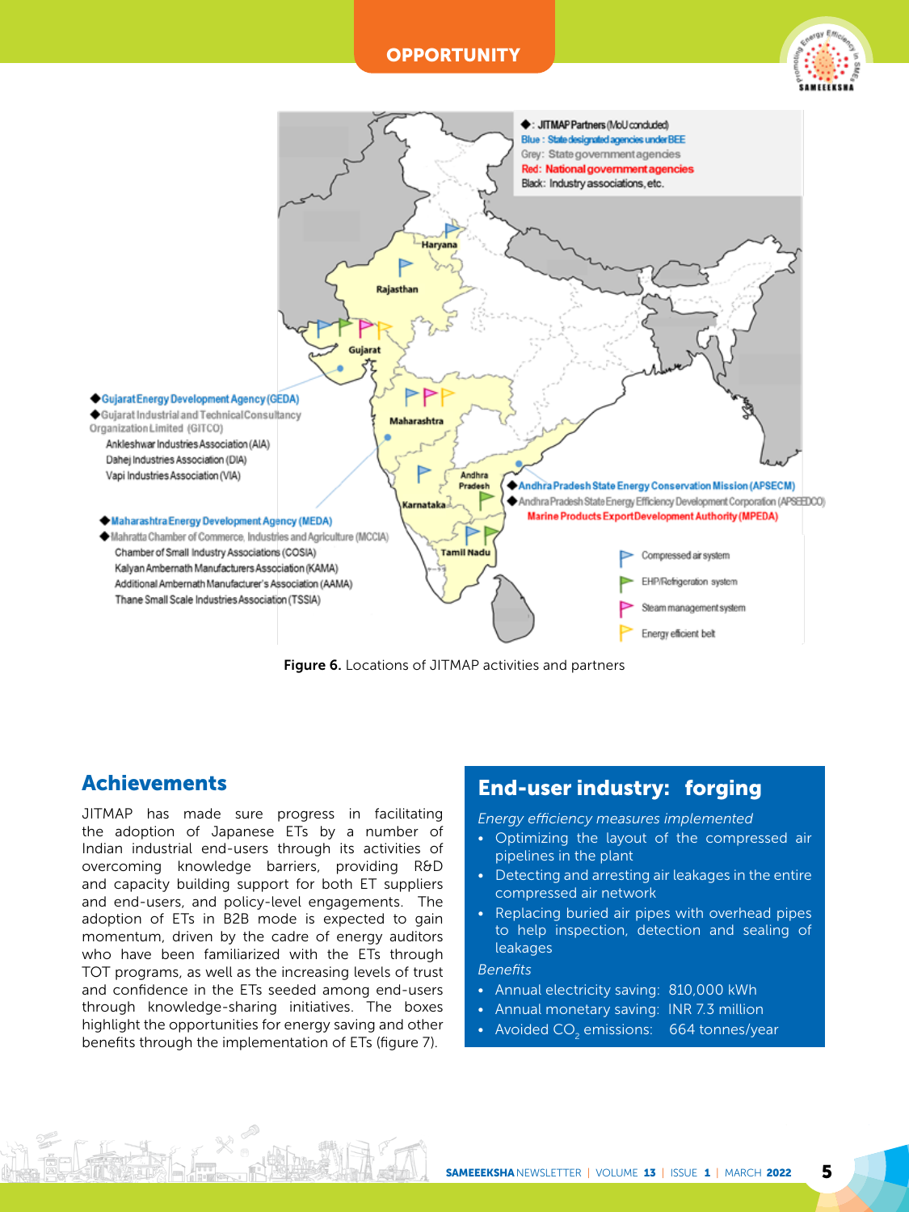**OPPORTUNITY**

◆: JITMAP Partners (MoU concluded)
Blue: State designated agencies under BEE
Grey: State government agencies
Red: National government agencies
Black: Industry associations, etc.

Haryana

Rajasthan

Gujarat

Maharashtra

Andhra Pradesh

Karnataka

Tamil Nadu

◆ Gujarat Energy Development Agency (GEDA)
◆ Gujarat Industrial and Technical Consultancy Organization Limited (GITCO)
Ankleshwar Industries Association (AIA)
Dahej Industries Association (DIA)
Vapi Industries Association (VIA)

◆ Maharashtra Energy Development Agency (MEDA)
◆ Mahratta Chamber of Commerce, Industries and Agriculture (MCCIA)
Chamber of Small Industry Associations (COSIA)
Kalyan Ambernath Manufacturers Association (KAMA)
Additional Ambernath Manufacturer's Association (AAMA)
Thane Small Scale Industries Association (TSSIA)

◆ Andhra Pradesh State Energy Conservation Mission (APSECM)
◆ Andhra Pradesh State Energy Efficiency Development Corporation (APSEEDCO)
Marine Products Export Development Authority (MPEDA)

Compressed air system
EHP/Refrigeration system
Steam management system
Energy efficient belt

**Figure 6.** Locations of JITMAP activities and partners

## Achievements

JITMAP has made sure progress in facilitating the adoption of Japanese ETs by a number of Indian industrial end-users through its activities of overcoming knowledge barriers, providing R&D and capacity building support for both ET suppliers and end-users, and policy-level engagements. The adoption of ETs in B2B mode is expected to gain momentum, driven by the cadre of energy auditors who have been familiarized with the ETs through TOT programs, as well as the increasing levels of trust and confidence in the ETs seeded among end-users through knowledge-sharing initiatives. The boxes highlight the opportunities for energy saving and other benefits through the implementation of ETs (figure 7).

## End-user industry: forging

*Energy efficiency measures implemented*

- Optimizing the layout of the compressed air pipelines in the plant
- Detecting and arresting air leakages in the entire compressed air network
- Replacing buried air pipes with overhead pipes to help inspection, detection and sealing of leakages

*Benefits*

- Annual electricity saving: 810,000 kWh
- Annual monetary saving: INR 7.3 million
- Avoided $CO_2$ emissions: 664 tonnes/year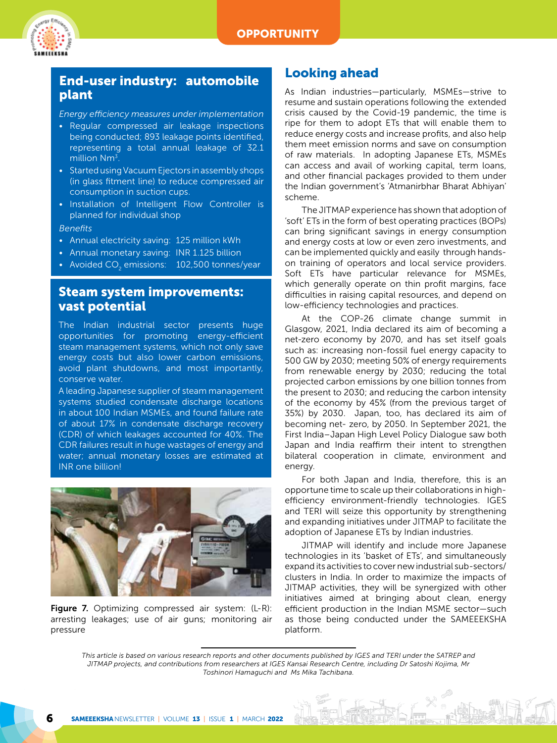## End-user industry: automobile plant

*Energy efficiency measures under implementation*

- Regular compressed air leakage inspections being conducted; 893 leakage points identified, representing a total annual leakage of 32.1 million $Nm^3$.
- Started using Vacuum Ejectors in assembly shops (in glass fitment line) to reduce compressed air consumption in suction cups.
- Installation of Intelligent Flow Controller is planned for individual shop

*Benefits*

- Annual electricity saving: 125 million kWh
- Annual monetary saving: INR 1.125 billion
- Avoided $CO_2$ emissions: 102,500 tonnes/year

## Steam system improvements: vast potential

The Indian industrial sector presents huge opportunities for promoting energy-efficient steam management systems, which not only save energy costs but also lower carbon emissions, avoid plant shutdowns, and most importantly, conserve water.

A leading Japanese supplier of steam management systems studied condensate discharge locations in about 100 Indian MSMEs, and found failure rate of about 17% in condensate discharge recovery (CDR) of which leakages accounted for 40%. The CDR failures result in huge wastages of energy and water; annual monetary losses are estimated at INR one billion!

**Figure 7.** Optimizing compressed air system: (L-R): arresting leakages; use of air guns; monitoring air pressure

## Looking ahead

As Indian industries—particularly, MSMEs—strive to resume and sustain operations following the extended crisis caused by the Covid-19 pandemic, the time is ripe for them to adopt ETs that will enable them to reduce energy costs and increase profits, and also help them meet emission norms and save on consumption of raw materials. In adopting Japanese ETs, MSMEs can access and avail of working capital, term loans, and other financial packages provided to them under the Indian government's 'Atmanirbhar Bharat Abhiyan' scheme.

The JITMAP experience has shown that adoption of 'soft' ETs in the form of best operating practices (BOPs) can bring significant savings in energy consumption and energy costs at low or even zero investments, and can be implemented quickly and easily through hands-on training of operators and local service providers. Soft ETs have particular relevance for MSMEs, which generally operate on thin profit margins, face difficulties in raising capital resources, and depend on low-efficiency technologies and practices.

At the COP-26 climate change summit in Glasgow, 2021, India declared its aim of becoming a net-zero economy by 2070, and has set itself goals such as: increasing non-fossil fuel energy capacity to 500 GW by 2030; meeting 50% of energy requirements from renewable energy by 2030; reducing the total projected carbon emissions by one billion tonnes from the present to 2030; and reducing the carbon intensity of the economy by 45% (from the previous target of 35%) by 2030. Japan, too, has declared its aim of becoming net- zero, by 2050. In September 2021, the First India–Japan High Level Policy Dialogue saw both Japan and India reaffirm their intent to strengthen bilateral cooperation in climate, environment and energy.

For both Japan and India, therefore, this is an opportune time to scale up their collaborations in high-efficiency environment-friendly technologies. IGES and TERI will seize this opportunity by strengthening and expanding initiatives under JITMAP to facilitate the adoption of Japanese ETs by Indian industries.

JITMAP will identify and include more Japanese technologies in its 'basket of ETs', and simultaneously expand its activities to cover new industrial sub-sectors/clusters in India. In order to maximize the impacts of JITMAP activities, they will be synergized with other initiatives aimed at bringing about clean, energy efficient production in the Indian MSME sector—such as those being conducted under the SAMEEEKSHA platform.

*This article is based on various research reports and other documents published by IGES and TERI under the SATREP and JITMAP projects, and contributions from researchers at IGES Kansai Research Centre, including Dr Satoshi Kojima, Mr Toshinori Hamaguchi and Ms Mika Tachibana.*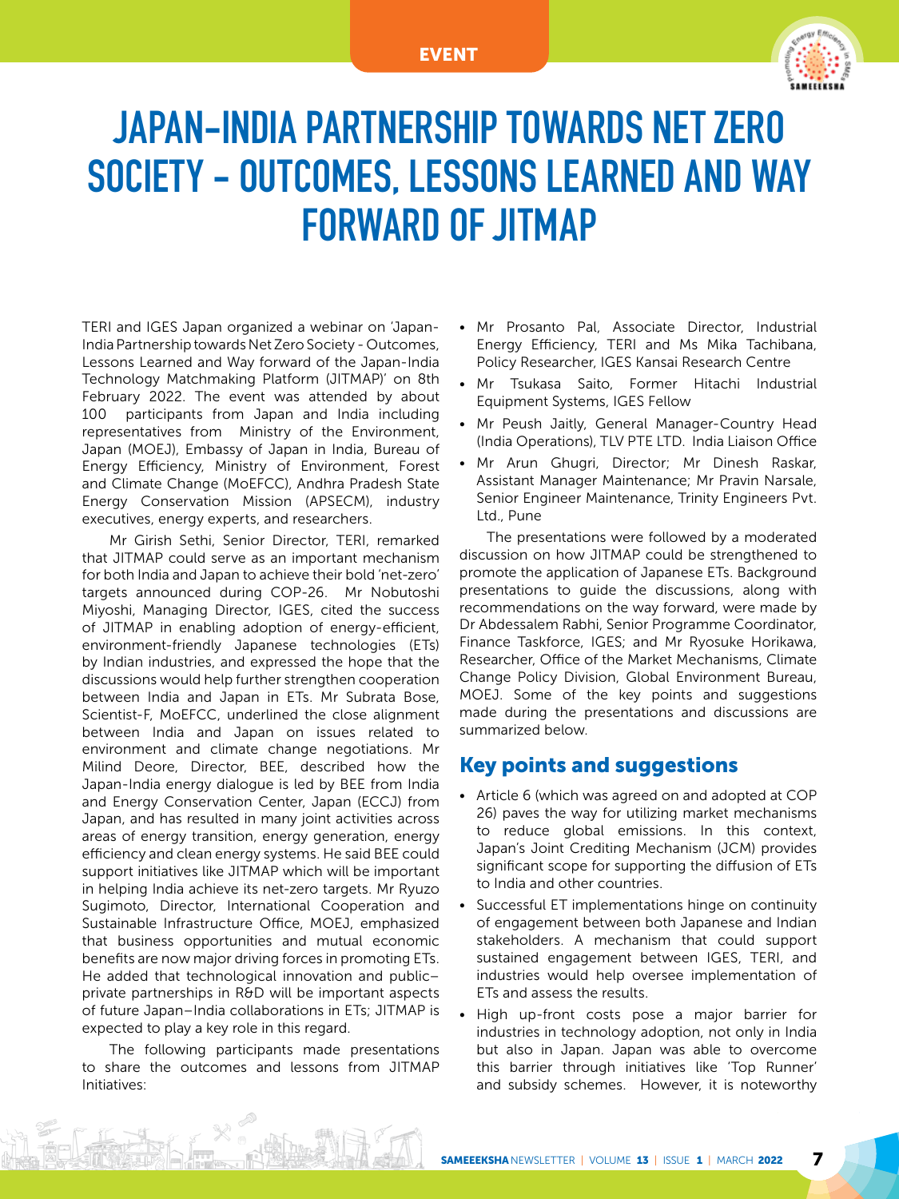EVENT

# JAPAN-INDIA PARTNERSHIP TOWARDS NET ZERO SOCIETY - OUTCOMES, LESSONS LEARNED AND WAY FORWARD OF JITMAP

TERI and IGES Japan organized a webinar on 'Japan-India Partnership towards Net Zero Society - Outcomes, Lessons Learned and Way forward of the Japan-India Technology Matchmaking Platform (JITMAP)' on 8th February 2022. The event was attended by about 100 participants from Japan and India including representatives from Ministry of the Environment, Japan (MOEJ), Embassy of Japan in India, Bureau of Energy Efficiency, Ministry of Environment, Forest and Climate Change (MoEFCC), Andhra Pradesh State Energy Conservation Mission (APSECM), industry executives, energy experts, and researchers.

Mr Girish Sethi, Senior Director, TERI, remarked that JITMAP could serve as an important mechanism for both India and Japan to achieve their bold 'net-zero' targets announced during COP-26. Mr Nobutoshi Miyoshi, Managing Director, IGES, cited the success of JITMAP in enabling adoption of energy-efficient, environment-friendly Japanese technologies (ETs) by Indian industries, and expressed the hope that the discussions would help further strengthen cooperation between India and Japan in ETs. Mr Subrata Bose, Scientist-F, MoEFCC, underlined the close alignment between India and Japan on issues related to environment and climate change negotiations. Mr Milind Deore, Director, BEE, described how the Japan-India energy dialogue is led by BEE from India and Energy Conservation Center, Japan (ECCJ) from Japan, and has resulted in many joint activities across areas of energy transition, energy generation, energy efficiency and clean energy systems. He said BEE could support initiatives like JITMAP which will be important in helping India achieve its net-zero targets. Mr Ryuzo Sugimoto, Director, International Cooperation and Sustainable Infrastructure Office, MOEJ, emphasized that business opportunities and mutual economic benefits are now major driving forces in promoting ETs. He added that technological innovation and public–private partnerships in R&D will be important aspects of future Japan–India collaborations in ETs; JITMAP is expected to play a key role in this regard.

The following participants made presentations to share the outcomes and lessons from JITMAP Initiatives:

- Mr Prosanto Pal, Associate Director, Industrial Energy Efficiency, TERI and Ms Mika Tachibana, Policy Researcher, IGES Kansai Research Centre
- Mr Tsukasa Saito, Former Hitachi Industrial Equipment Systems, IGES Fellow
- Mr Peush Jaitly, General Manager-Country Head (India Operations), TLV PTE LTD. India Liaison Office
- Mr Arun Ghugri, Director; Mr Dinesh Raskar, Assistant Manager Maintenance; Mr Pravin Narsale, Senior Engineer Maintenance, Trinity Engineers Pvt. Ltd., Pune

The presentations were followed by a moderated discussion on how JITMAP could be strengthened to promote the application of Japanese ETs. Background presentations to guide the discussions, along with recommendations on the way forward, were made by Dr Abdessalem Rabhi, Senior Programme Coordinator, Finance Taskforce, IGES; and Mr Ryosuke Horikawa, Researcher, Office of the Market Mechanisms, Climate Change Policy Division, Global Environment Bureau, MOEJ. Some of the key points and suggestions made during the presentations and discussions are summarized below.

## Key points and suggestions

- Article 6 (which was agreed on and adopted at COP 26) paves the way for utilizing market mechanisms to reduce global emissions. In this context, Japan's Joint Crediting Mechanism (JCM) provides significant scope for supporting the diffusion of ETs to India and other countries.
- Successful ET implementations hinge on continuity of engagement between both Japanese and Indian stakeholders. A mechanism that could support sustained engagement between IGES, TERI, and industries would help oversee implementation of ETs and assess the results.
- High up-front costs pose a major barrier for industries in technology adoption, not only in India but also in Japan. Japan was able to overcome this barrier through initiatives like 'Top Runner' and subsidy schemes. However, it is noteworthy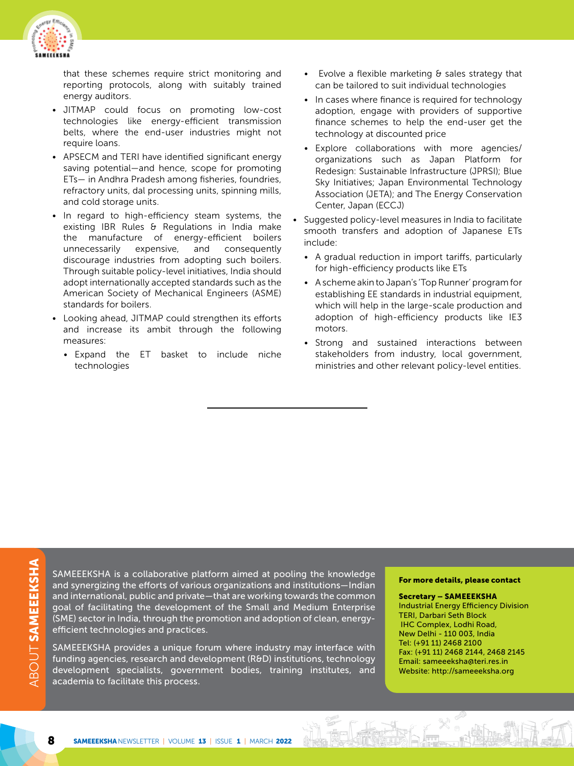that these schemes require strict monitoring and reporting protocols, along with suitably trained energy auditors.

- JITMAP could focus on promoting low-cost technologies like energy-efficient transmission belts, where the end-user industries might not require loans.
- APSECM and TERI have identified significant energy saving potential—and hence, scope for promoting ETs— in Andhra Pradesh among fisheries, foundries, refractory units, dal processing units, spinning mills, and cold storage units.
- In regard to high-efficiency steam systems, the existing IBR Rules & Regulations in India make the manufacture of energy-efficient boilers unnecessarily expensive, and consequently discourage industries from adopting such boilers. Through suitable policy-level initiatives, India should adopt internationally accepted standards such as the American Society of Mechanical Engineers (ASME) standards for boilers.
- Looking ahead, JITMAP could strengthen its efforts and increase its ambit through the following measures:
  - Expand the ET basket to include niche technologies
  - Evolve a flexible marketing & sales strategy that can be tailored to suit individual technologies
  - In cases where finance is required for technology adoption, engage with providers of supportive finance schemes to help the end-user get the technology at discounted price
  - Explore collaborations with more agencies/organizations such as Japan Platform for Redesign: Sustainable Infrastructure (JPRSI); Blue Sky Initiatives; Japan Environmental Technology Association (JETA); and The Energy Conservation Center, Japan (ECCJ)
- Suggested policy-level measures in India to facilitate smooth transfers and adoption of Japanese ETs include:
  - A gradual reduction in import tariffs, particularly for high-efficiency products like ETs
  - A scheme akin to Japan's 'Top Runner' program for establishing EE standards in industrial equipment, which will help in the large-scale production and adoption of high-efficiency products like IE3 motors.
  - Strong and sustained interactions between stakeholders from industry, local government, ministries and other relevant policy-level entities.

---

## ABOUT SAMEEKSHA

SAMEEEKSHA is a collaborative platform aimed at pooling the knowledge and synergizing the efforts of various organizations and institutions—Indian and international, public and private—that are working towards the common goal of facilitating the development of the Small and Medium Enterprise (SME) sector in India, through the promotion and adoption of clean, energy-efficient technologies and practices.

SAMEEEKSHA provides a unique forum where industry may interface with funding agencies, research and development (R&D) institutions, technology development specialists, government bodies, training institutes, and academia to facilitate this process.

**For more details, please contact**

**Secretary – SAMEEEKSHA**
Industrial Energy Efficiency Division
TERI, Darbari Seth Block
IHC Complex, Lodhi Road,
New Delhi - 110 003, India
Tel: (+91 11) 2468 2100
Fax: (+91 11) 2468 2144, 2468 2145
Email: sameeeksha@teri.res.in
Website: http://sameeeksha.org